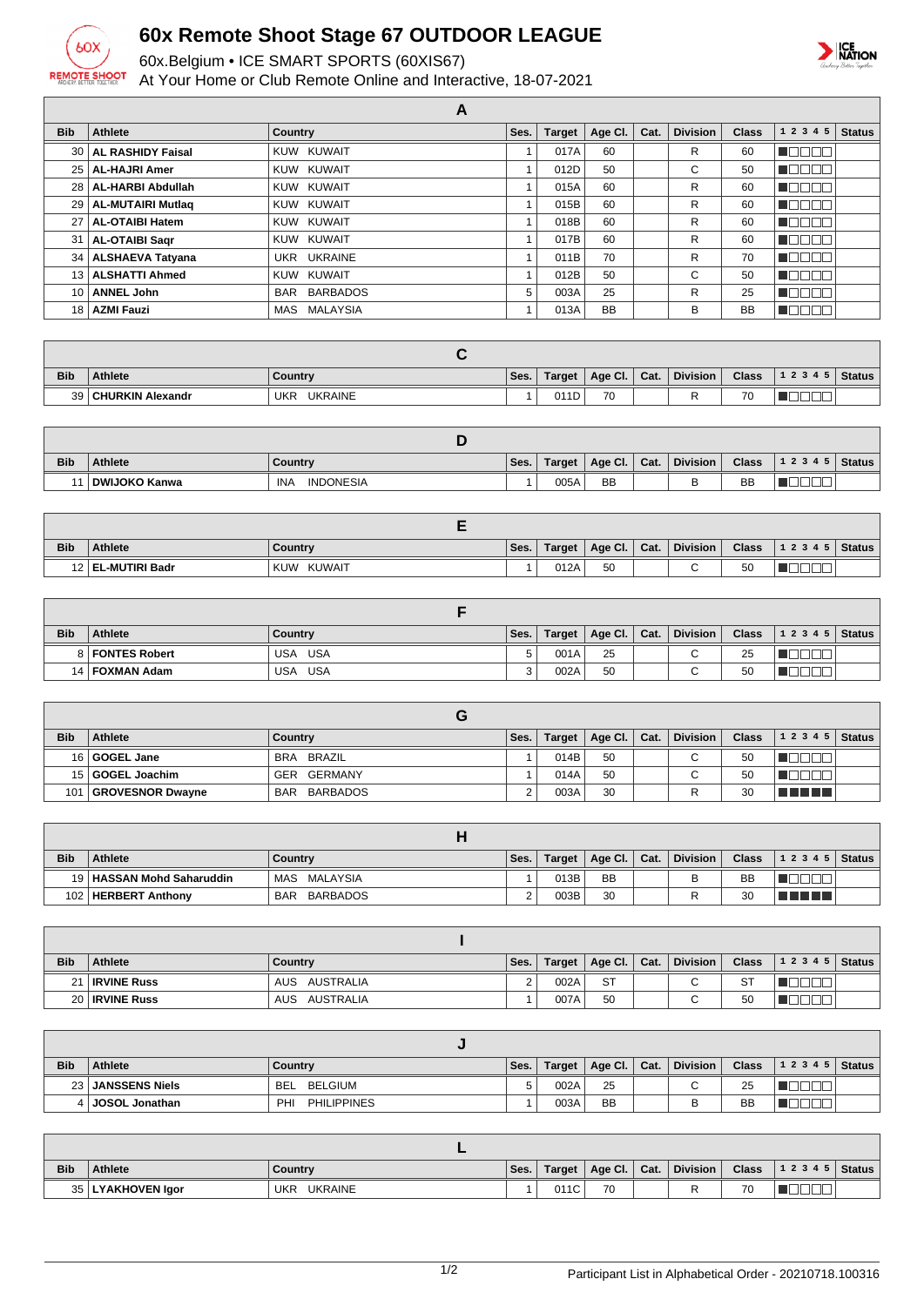# 60x Remote Shoot Stage 67 OUTDOOR LEAGUE

60x.Belgium • ICE SMART SPORTS (60XIS67)

At Your Home or Club Remote Online and Interactive, 18-07-2021

## A

| Bib | Athlete | Country | Ses. | Target | Age Cl. | Cat. | Division | Class | 1 2 3 4 5 | Status |
|---|---|---|---|---|---|---|---|---|---|---|
| 30 | AL RASHIDY Faisal | KUW KUWAIT | 1 | 017A | 60 | | R | 60 | | |
| 25 | AL-HAJRI Amer | KUW KUWAIT | 1 | 012D | 50 | | C | 50 | | |
| 28 | AL-HARBI Abdullah | KUW KUWAIT | 1 | 015A | 60 | | R | 60 | | |
| 29 | AL-MUTAIRI Mutlaq | KUW KUWAIT | 1 | 015B | 60 | | R | 60 | | |
| 27 | AL-OTAIBI Hatem | KUW KUWAIT | 1 | 018B | 60 | | R | 60 | | |
| 31 | AL-OTAIBI Saqr | KUW KUWAIT | 1 | 017B | 60 | | R | 60 | | |
| 34 | ALSHAEVA Tatyana | UKR UKRAINE | 1 | 011B | 70 | | R | 70 | | |
| 13 | ALSHATTI Ahmed | KUW KUWAIT | 1 | 012B | 50 | | C | 50 | | |
| 10 | ANNEL John | BAR BARBADOS | 5 | 003A | 25 | | R | 25 | | |
| 18 | AZMI Fauzi | MAS MALAYSIA | 1 | 013A | BB | | B | BB | | |

## C

| Bib | Athlete | Country | Ses. | Target | Age Cl. | Cat. | Division | Class | 1 2 3 4 5 | Status |
|---|---|---|---|---|---|---|---|---|---|---|
| 39 | CHURKIN Alexandr | UKR UKRAINE | 1 | 011D | 70 | | R | 70 | | |

## D

| Bib | Athlete | Country | Ses. | Target | Age Cl. | Cat. | Division | Class | 1 2 3 4 5 | Status |
|---|---|---|---|---|---|---|---|---|---|---|
| 11 | DWIJOKO Kanwa | INA INDONESIA | 1 | 005A | BB | | B | BB | | |

## E

| Bib | Athlete | Country | Ses. | Target | Age Cl. | Cat. | Division | Class | 1 2 3 4 5 | Status |
|---|---|---|---|---|---|---|---|---|---|---|
| 12 | EL-MUTIRI Badr | KUW KUWAIT | 1 | 012A | 50 | | C | 50 | | |

## F

| Bib | Athlete | Country | Ses. | Target | Age Cl. | Cat. | Division | Class | 1 2 3 4 5 | Status |
|---|---|---|---|---|---|---|---|---|---|---|
| 8 | FONTES Robert | USA USA | 5 | 001A | 25 | | C | 25 | | |
| 14 | FOXMAN Adam | USA USA | 3 | 002A | 50 | | C | 50 | | |

## G

| Bib | Athlete | Country | Ses. | Target | Age Cl. | Cat. | Division | Class | 1 2 3 4 5 | Status |
|---|---|---|---|---|---|---|---|---|---|---|
| 16 | GOGEL Jane | BRA BRAZIL | 1 | 014B | 50 | | C | 50 | | |
| 15 | GOGEL Joachim | GER GERMANY | 1 | 014A | 50 | | C | 50 | | |
| 101 | GROVESNOR Dwayne | BAR BARBADOS | 2 | 003A | 30 | | R | 30 | | |

## H

| Bib | Athlete | Country | Ses. | Target | Age Cl. | Cat. | Division | Class | 1 2 3 4 5 | Status |
|---|---|---|---|---|---|---|---|---|---|---|
| 19 | HASSAN Mohd Saharuddin | MAS MALAYSIA | 1 | 013B | BB | | B | BB | | |
| 102 | HERBERT Anthony | BAR BARBADOS | 2 | 003B | 30 | | R | 30 | | |

## I

| Bib | Athlete | Country | Ses. | Target | Age Cl. | Cat. | Division | Class | 1 2 3 4 5 | Status |
|---|---|---|---|---|---|---|---|---|---|---|
| 21 | IRVINE Russ | AUS AUSTRALIA | 2 | 002A | ST | | C | ST | | |
| 20 | IRVINE Russ | AUS AUSTRALIA | 1 | 007A | 50 | | C | 50 | | |

## J

| Bib | Athlete | Country | Ses. | Target | Age Cl. | Cat. | Division | Class | 1 2 3 4 5 | Status |
|---|---|---|---|---|---|---|---|---|---|---|
| 23 | JANSSENS Niels | BEL BELGIUM | 5 | 002A | 25 | | C | 25 | | |
| 4 | JOSOL Jonathan | PHI PHILIPPINES | 1 | 003A | BB | | B | BB | | |

## L

| Bib | Athlete | Country | Ses. | Target | Age Cl. | Cat. | Division | Class | 1 2 3 4 5 | Status |
|---|---|---|---|---|---|---|---|---|---|---|
| 35 | LYAKHOVEN Igor | UKR UKRAINE | 1 | 011C | 70 | | R | 70 | | |

Participant List in Alphabetical Order - 20210718.100316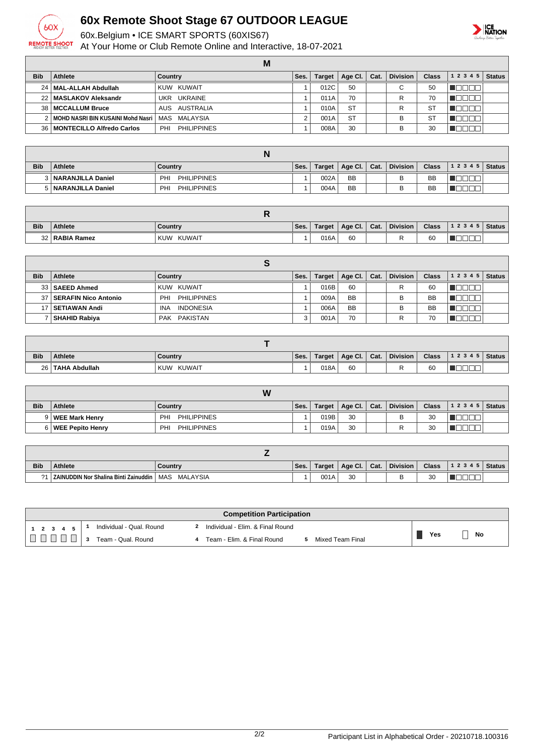# 60x Remote Shoot Stage 67 OUTDOOR LEAGUE

60x.Belgium • ICE SMART SPORTS (60XIS67)

At Your Home or Club Remote Online and Interactive, 18-07-2021

## M

| Bib | Athlete | Country | Ses. | Target | Age Cl. | Cat. | Division | Class | 1 2 3 4 5 | Status |
|---|---|---|---|---|---|---|---|---|---|---|
| 24 | MAL-ALLAH Abdullah | KUW KUWAIT | 1 | 012C | 50 | | C | 50 | ■□□□□ | |
| 22 | MASLAKOV Aleksandr | UKR UKRAINE | 1 | 011A | 70 | | R | 70 | ■□□□□ | |
| 38 | MCCALLUM Bruce | AUS AUSTRALIA | 1 | 010A | ST | | R | ST | ■□□□□ | |
| 2 | MOHD NASRI BIN KUSAINI Mohd Nasri | MAS MALAYSIA | 2 | 001A | ST | | B | ST | ■□□□□ | |
| 36 | MONTECILLO Alfredo Carlos | PHI PHILIPPINES | 1 | 008A | 30 | | B | 30 | ■□□□□ | |

## N

| Bib | Athlete | Country | Ses. | Target | Age Cl. | Cat. | Division | Class | 1 2 3 4 5 | Status |
|---|---|---|---|---|---|---|---|---|---|---|
| 3 | NARANJILLA Daniel | PHI PHILIPPINES | 1 | 002A | BB | | B | BB | ■□□□□ | |
| 5 | NARANJILLA Daniel | PHI PHILIPPINES | 1 | 004A | BB | | B | BB | ■□□□□ | |

## R

| Bib | Athlete | Country | Ses. | Target | Age Cl. | Cat. | Division | Class | 1 2 3 4 5 | Status |
|---|---|---|---|---|---|---|---|---|---|---|
| 32 | RABIA Ramez | KUW KUWAIT | 1 | 016A | 60 | | R | 60 | ■□□□□ | |

## S

| Bib | Athlete | Country | Ses. | Target | Age Cl. | Cat. | Division | Class | 1 2 3 4 5 | Status |
|---|---|---|---|---|---|---|---|---|---|---|
| 33 | SAEED Ahmed | KUW KUWAIT | 1 | 016B | 60 | | R | 60 | ■□□□□ | |
| 37 | SERAFIN Nico Antonio | PHI PHILIPPINES | 1 | 009A | BB | | B | BB | ■□□□□ | |
| 17 | SETIAWAN Andi | INA INDONESIA | 1 | 006A | BB | | B | BB | ■□□□□ | |
| 7 | SHAHID Rabiya | PAK PAKISTAN | 3 | 001A | 70 | | R | 70 | ■□□□□ | |

## T

| Bib | Athlete | Country | Ses. | Target | Age Cl. | Cat. | Division | Class | 1 2 3 4 5 | Status |
|---|---|---|---|---|---|---|---|---|---|---|
| 26 | TAHA Abdullah | KUW KUWAIT | 1 | 018A | 60 | | R | 60 | ■□□□□ | |

## W

| Bib | Athlete | Country | Ses. | Target | Age Cl. | Cat. | Division | Class | 1 2 3 4 5 | Status |
|---|---|---|---|---|---|---|---|---|---|---|
| 9 | WEE Mark Henry | PHI PHILIPPINES | 1 | 019B | 30 | | B | 30 | ■□□□□ | |
| 6 | WEE Pepito Henry | PHI PHILIPPINES | 1 | 019A | 30 | | R | 30 | ■□□□□ | |

## Z

| Bib | Athlete | Country | Ses. | Target | Age Cl. | Cat. | Division | Class | 1 2 3 4 5 | Status |
|---|---|---|---|---|---|---|---|---|---|---|
| ?1 | ZAINUDDIN Nor Shalina Binti Zainuddin | MAS MALAYSIA | 1 | 001A | 30 | | B | 30 | ■□□□□ | |

## Competition Participation

1 2 3 4 5 □□□□□

1 Individual - Qual. Round
2 Individual - Elim. & Final Round
3 Team - Qual. Round
4 Team - Elim. & Final Round
5 Mixed Team Final

■ Yes □ No

Participant List in Alphabetical Order - 20210718.100316